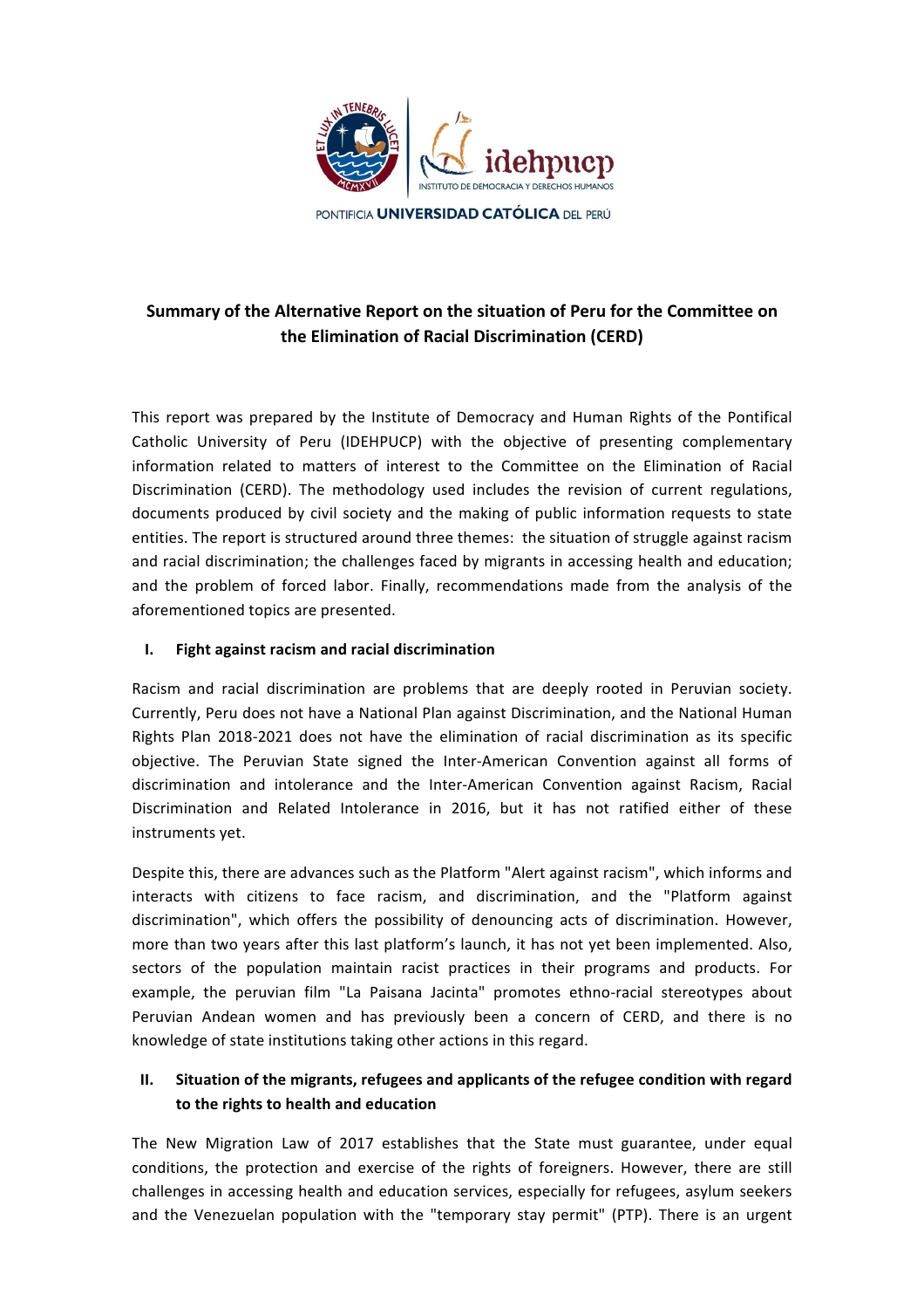PONTIFICIA **UNIVERSIDAD CATÓLICA** DEL PERÚ

## Summary of the Alternative Report on the situation of Peru for the Committee on the Elimination of Racial Discrimination (CERD)

This report was prepared by the Institute of Democracy and Human Rights of the Pontifical Catholic University of Peru (IDEHPUCP) with the objective of presenting complementary information related to matters of interest to the Committee on the Elimination of Racial Discrimination (CERD). The methodology used includes the revision of current regulations, documents produced by civil society and the making of public information requests to state entities. The report is structured around three themes: the situation of struggle against racism and racial discrimination; the challenges faced by migrants in accessing health and education; and the problem of forced labor. Finally, recommendations made from the analysis of the aforementioned topics are presented.

### I. Fight against racism and racial discrimination

Racism and racial discrimination are problems that are deeply rooted in Peruvian society. Currently, Peru does not have a National Plan against Discrimination, and the National Human Rights Plan 2018-2021 does not have the elimination of racial discrimination as its specific objective. The Peruvian State signed the Inter-American Convention against all forms of discrimination and intolerance and the Inter-American Convention against Racism, Racial Discrimination and Related Intolerance in 2016, but it has not ratified either of these instruments yet.

Despite this, there are advances such as the Platform "Alert against racism", which informs and interacts with citizens to face racism, and discrimination, and the "Platform against discrimination", which offers the possibility of denouncing acts of discrimination. However, more than two years after this last platform's launch, it has not yet been implemented. Also, sectors of the population maintain racist practices in their programs and products. For example, the peruvian film "La Paisana Jacinta" promotes ethno-racial stereotypes about Peruvian Andean women and has previously been a concern of CERD, and there is no knowledge of state institutions taking other actions in this regard.

### II. Situation of the migrants, refugees and applicants of the refugee condition with regard to the rights to health and education

The New Migration Law of 2017 establishes that the State must guarantee, under equal conditions, the protection and exercise of the rights of foreigners. However, there are still challenges in accessing health and education services, especially for refugees, asylum seekers and the Venezuelan population with the "temporary stay permit" (PTP). There is an urgent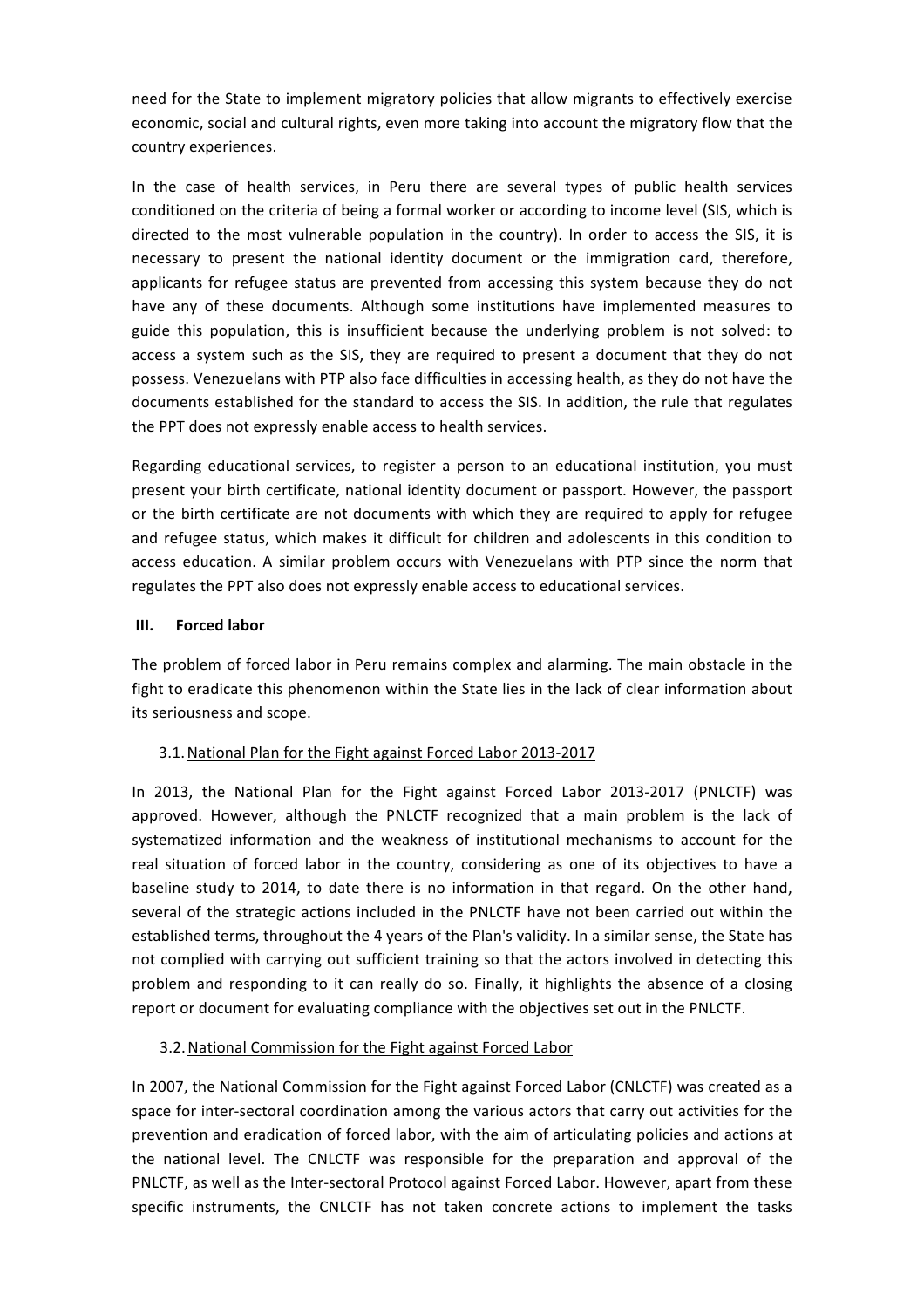need for the State to implement migratory policies that allow migrants to effectively exercise economic, social and cultural rights, even more taking into account the migratory flow that the country experiences.

In the case of health services, in Peru there are several types of public health services conditioned on the criteria of being a formal worker or according to income level (SIS, which is directed to the most vulnerable population in the country). In order to access the SIS, it is necessary to present the national identity document or the immigration card, therefore, applicants for refugee status are prevented from accessing this system because they do not have any of these documents. Although some institutions have implemented measures to guide this population, this is insufficient because the underlying problem is not solved: to access a system such as the SIS, they are required to present a document that they do not possess. Venezuelans with PTP also face difficulties in accessing health, as they do not have the documents established for the standard to access the SIS. In addition, the rule that regulates the PPT does not expressly enable access to health services.

Regarding educational services, to register a person to an educational institution, you must present your birth certificate, national identity document or passport. However, the passport or the birth certificate are not documents with which they are required to apply for refugee and refugee status, which makes it difficult for children and adolescents in this condition to access education. A similar problem occurs with Venezuelans with PTP since the norm that regulates the PPT also does not expressly enable access to educational services.

## III. Forced labor

The problem of forced labor in Peru remains complex and alarming. The main obstacle in the fight to eradicate this phenomenon within the State lies in the lack of clear information about its seriousness and scope.

### 3.1. National Plan for the Fight against Forced Labor 2013-2017

In 2013, the National Plan for the Fight against Forced Labor 2013-2017 (PNLCTF) was approved. However, although the PNLCTF recognized that a main problem is the lack of systematized information and the weakness of institutional mechanisms to account for the real situation of forced labor in the country, considering as one of its objectives to have a baseline study to 2014, to date there is no information in that regard. On the other hand, several of the strategic actions included in the PNLCTF have not been carried out within the established terms, throughout the 4 years of the Plan's validity. In a similar sense, the State has not complied with carrying out sufficient training so that the actors involved in detecting this problem and responding to it can really do so. Finally, it highlights the absence of a closing report or document for evaluating compliance with the objectives set out in the PNLCTF.

### 3.2. National Commission for the Fight against Forced Labor

In 2007, the National Commission for the Fight against Forced Labor (CNLCTF) was created as a space for inter-sectoral coordination among the various actors that carry out activities for the prevention and eradication of forced labor, with the aim of articulating policies and actions at the national level. The CNLCTF was responsible for the preparation and approval of the PNLCTF, as well as the Inter-sectoral Protocol against Forced Labor. However, apart from these specific instruments, the CNLCTF has not taken concrete actions to implement the tasks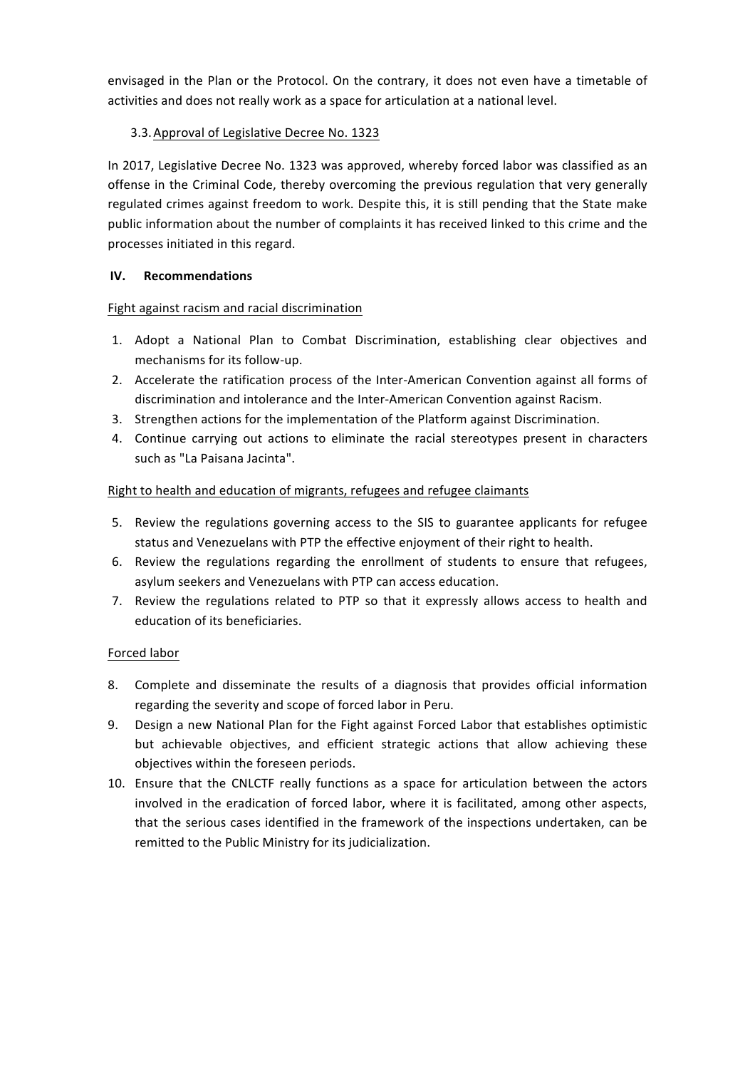envisaged in the Plan or the Protocol. On the contrary, it does not even have a timetable of activities and does not really work as a space for articulation at a national level.

### 3.3. Approval of Legislative Decree No. 1323

In 2017, Legislative Decree No. 1323 was approved, whereby forced labor was classified as an offense in the Criminal Code, thereby overcoming the previous regulation that very generally regulated crimes against freedom to work. Despite this, it is still pending that the State make public information about the number of complaints it has received linked to this crime and the processes initiated in this regard.

## IV. Recommendations

Fight against racism and racial discrimination

1. Adopt a National Plan to Combat Discrimination, establishing clear objectives and mechanisms for its follow-up.
2. Accelerate the ratification process of the Inter-American Convention against all forms of discrimination and intolerance and the Inter-American Convention against Racism.
3. Strengthen actions for the implementation of the Platform against Discrimination.
4. Continue carrying out actions to eliminate the racial stereotypes present in characters such as "La Paisana Jacinta".

Right to health and education of migrants, refugees and refugee claimants

5. Review the regulations governing access to the SIS to guarantee applicants for refugee status and Venezuelans with PTP the effective enjoyment of their right to health.
6. Review the regulations regarding the enrollment of students to ensure that refugees, asylum seekers and Venezuelans with PTP can access education.
7. Review the regulations related to PTP so that it expressly allows access to health and education of its beneficiaries.

Forced labor

8. Complete and disseminate the results of a diagnosis that provides official information regarding the severity and scope of forced labor in Peru.
9. Design a new National Plan for the Fight against Forced Labor that establishes optimistic but achievable objectives, and efficient strategic actions that allow achieving these objectives within the foreseen periods.
10. Ensure that the CNLCTF really functions as a space for articulation between the actors involved in the eradication of forced labor, where it is facilitated, among other aspects, that the serious cases identified in the framework of the inspections undertaken, can be remitted to the Public Ministry for its judicialization.